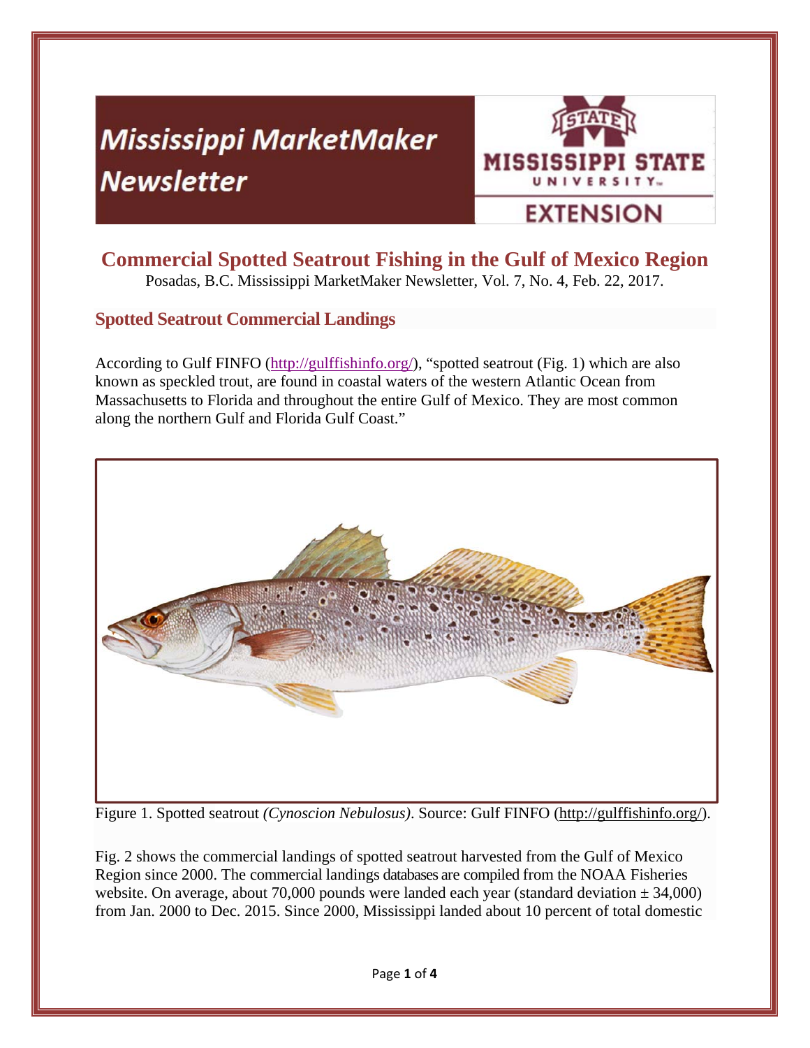# Mississippi MarketMaker Newsletter

MISSISSIPPI STATE UNIVERSITY EXTENSION

## Commercial Spotted Seatrout Fishing in the Gulf of Mexico Region

Posadas, B.C. Mississippi MarketMaker Newsletter, Vol. 7, No. 4, Feb. 22, 2017.

### Spotted Seatrout Commercial Landings

According to Gulf FINFO (http://gulffishinfo.org/), "spotted seatrout (Fig. 1) which are also known as speckled trout, are found in coastal waters of the western Atlantic Ocean from Massachusetts to Florida and throughout the entire Gulf of Mexico. They are most common along the northern Gulf and Florida Gulf Coast."

Figure 1. Spotted seatrout *(Cynoscion Nebulosus)*. Source: Gulf FINFO (http://gulffishinfo.org/).

Fig. 2 shows the commercial landings of spotted seatrout harvested from the Gulf of Mexico Region since 2000. The commercial landings databases are compiled from the NOAA Fisheries website. On average, about 70,000 pounds were landed each year (standard deviation ± 34,000) from Jan. 2000 to Dec. 2015. Since 2000, Mississippi landed about 10 percent of total domestic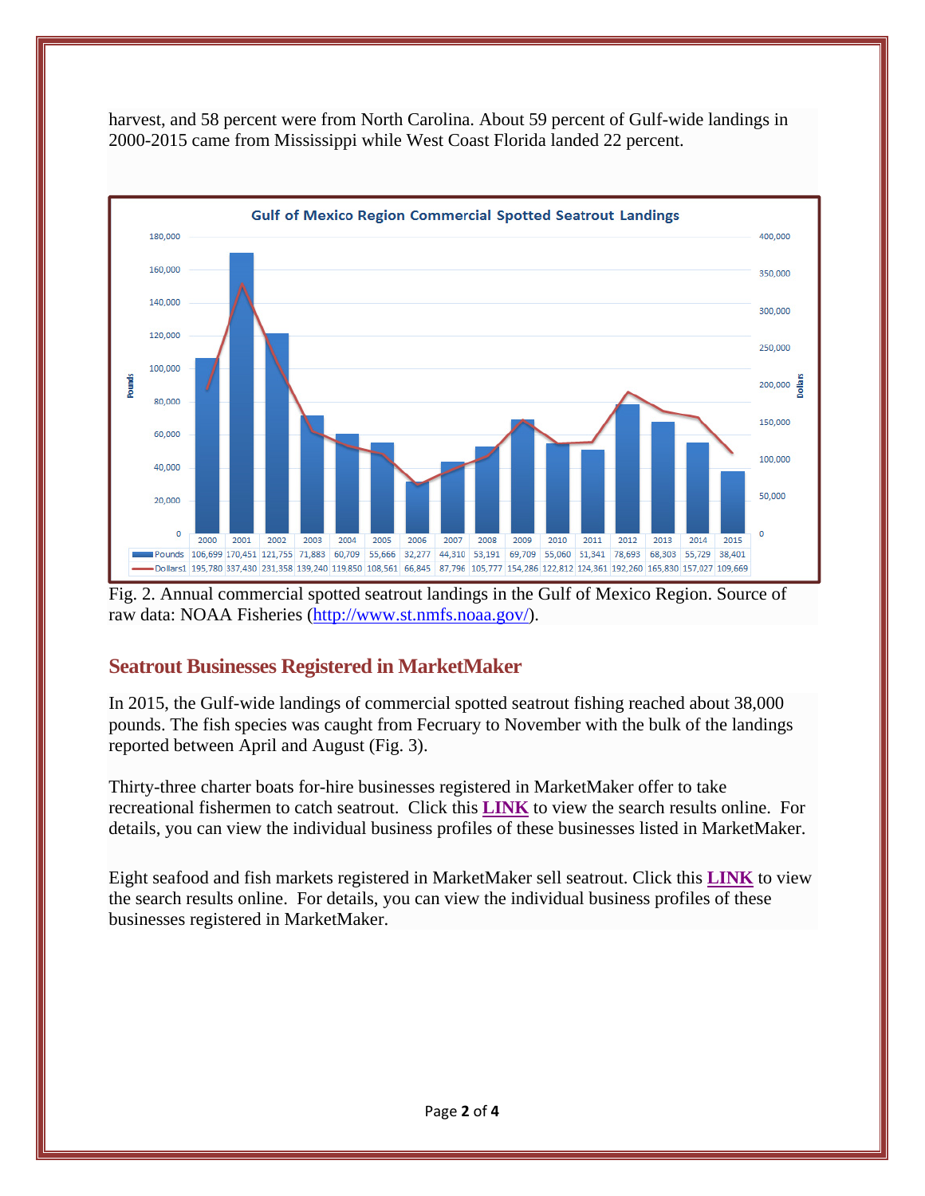harvest, and 58 percent were from North Carolina. About 59 percent of Gulf-wide landings in 2000-2015 came from Mississippi while West Coast Florida landed 22 percent.

**Gulf of Mexico Region Commercial Spotted Seatrout Landings**

| | 2000 | 2001 | 2002 | 2003 | 2004 | 2005 | 2006 | 2007 | 2008 | 2009 | 2010 | 2011 | 2012 | 2013 | 2014 | 2015 |
|---|---|---|---|---|---|---|---|---|---|---|---|---|---|---|---|---|
| Pounds | 106,699 | 170,451 | 121,755 | 71,883 | 60,709 | 55,666 | 32,277 | 44,310 | 53,191 | 69,709 | 55,060 | 51,341 | 78,693 | 68,303 | 55,729 | 38,401 |
| Dollars1 | 195,780 | 337,430 | 231,358 | 139,240 | 119,850 | 108,561 | 66,845 | 87,796 | 105,777 | 154,286 | 122,812 | 124,361 | 192,260 | 165,830 | 157,027 | 109,669 |

Fig. 2. Annual commercial spotted seatrout landings in the Gulf of Mexico Region. Source of raw data: NOAA Fisheries (http://www.st.nmfs.noaa.gov/).

## Seatrout Businesses Registered in MarketMaker

In 2015, the Gulf-wide landings of commercial spotted seatrout fishing reached about 38,000 pounds. The fish species was caught from Fecruary to November with the bulk of the landings reported between April and August (Fig. 3).

Thirty-three charter boats for-hire businesses registered in MarketMaker offer to take recreational fishermen to catch seatrout. Click this **LINK** to view the search results online. For details, you can view the individual business profiles of these businesses listed in MarketMaker.

Eight seafood and fish markets registered in MarketMaker sell seatrout. Click this **LINK** to view the search results online. For details, you can view the individual business profiles of these businesses registered in MarketMaker.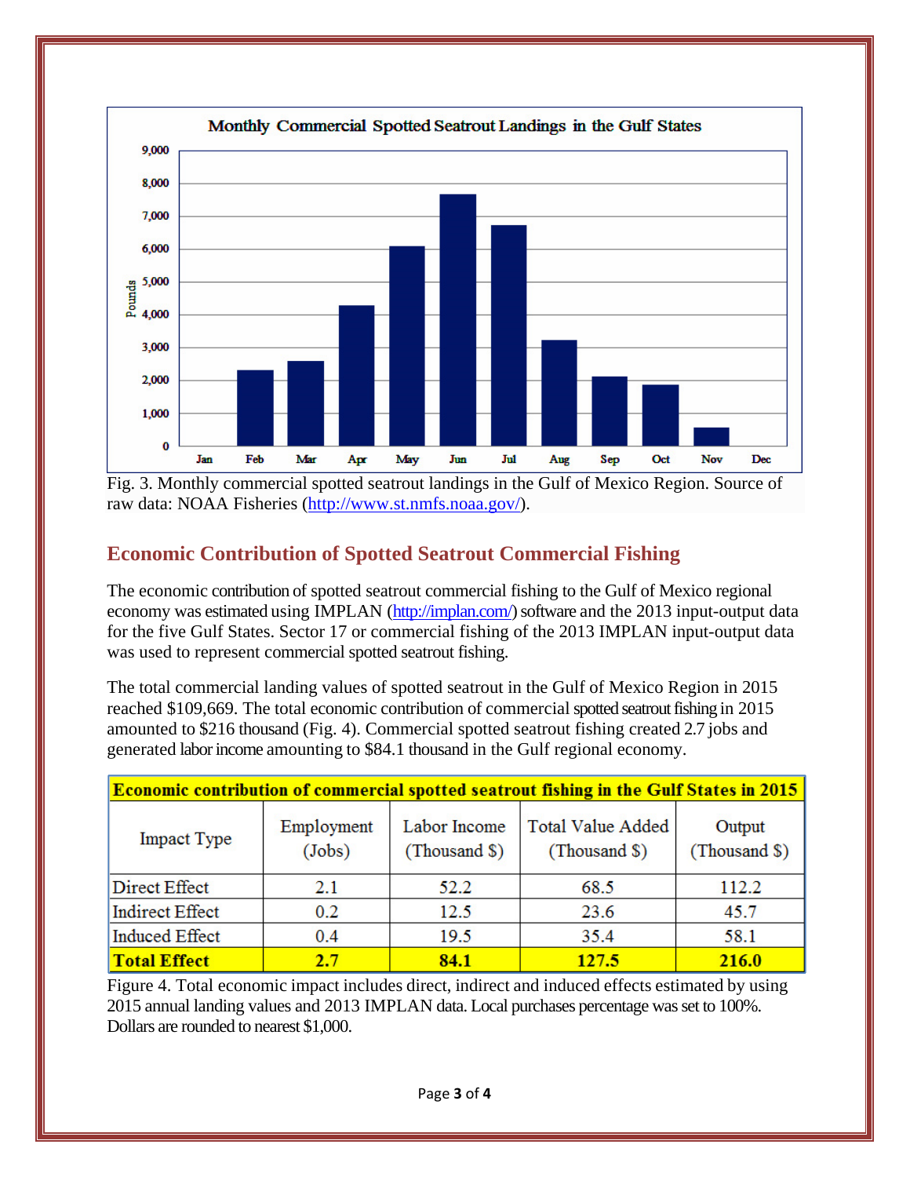Monthly Commercial Spotted Seatrout Landings in the Gulf States

Pounds

9,000
8,000
7,000
6,000
5,000
4,000
3,000
2,000
1,000
0

Jan Feb Mar Apr May Jun Jul Aug Sep Oct Nov Dec

Fig. 3. Monthly commercial spotted seatrout landings in the Gulf of Mexico Region. Source of raw data: NOAA Fisheries (http://www.st.nmfs.noaa.gov/).

## Economic Contribution of Spotted Seatrout Commercial Fishing

The economic contribution of spotted seatrout commercial fishing to the Gulf of Mexico regional economy was estimated using IMPLAN (http://implan.com/) software and the 2013 input-output data for the five Gulf States. Sector 17 or commercial fishing of the 2013 IMPLAN input-output data was used to represent commercial spotted seatrout fishing.

The total commercial landing values of spotted seatrout in the Gulf of Mexico Region in 2015 reached $109,669. The total economic contribution of commercial spotted seatrout fishing in 2015 amounted to $216 thousand (Fig. 4). Commercial spotted seatrout fishing created 2.7 jobs and generated labor income amounting to $84.1 thousand in the Gulf regional economy.

**Economic contribution of commercial spotted seatrout fishing in the Gulf States in 2015**

| Impact Type | Employment (Jobs) | Labor Income (Thousand $) | Total Value Added (Thousand $) | Output (Thousand $) |
|---|---|---|---|---|
| Direct Effect | 2.1 | 52.2 | 68.5 | 112.2 |
| Indirect Effect | 0.2 | 12.5 | 23.6 | 45.7 |
| Induced Effect | 0.4 | 19.5 | 35.4 | 58.1 |
| **Total Effect** | **2.7** | **84.1** | **127.5** | **216.0** |

Figure 4. Total economic impact includes direct, indirect and induced effects estimated by using 2015 annual landing values and 2013 IMPLAN data. Local purchases percentage was set to 100%. Dollars are rounded to nearest $1,000.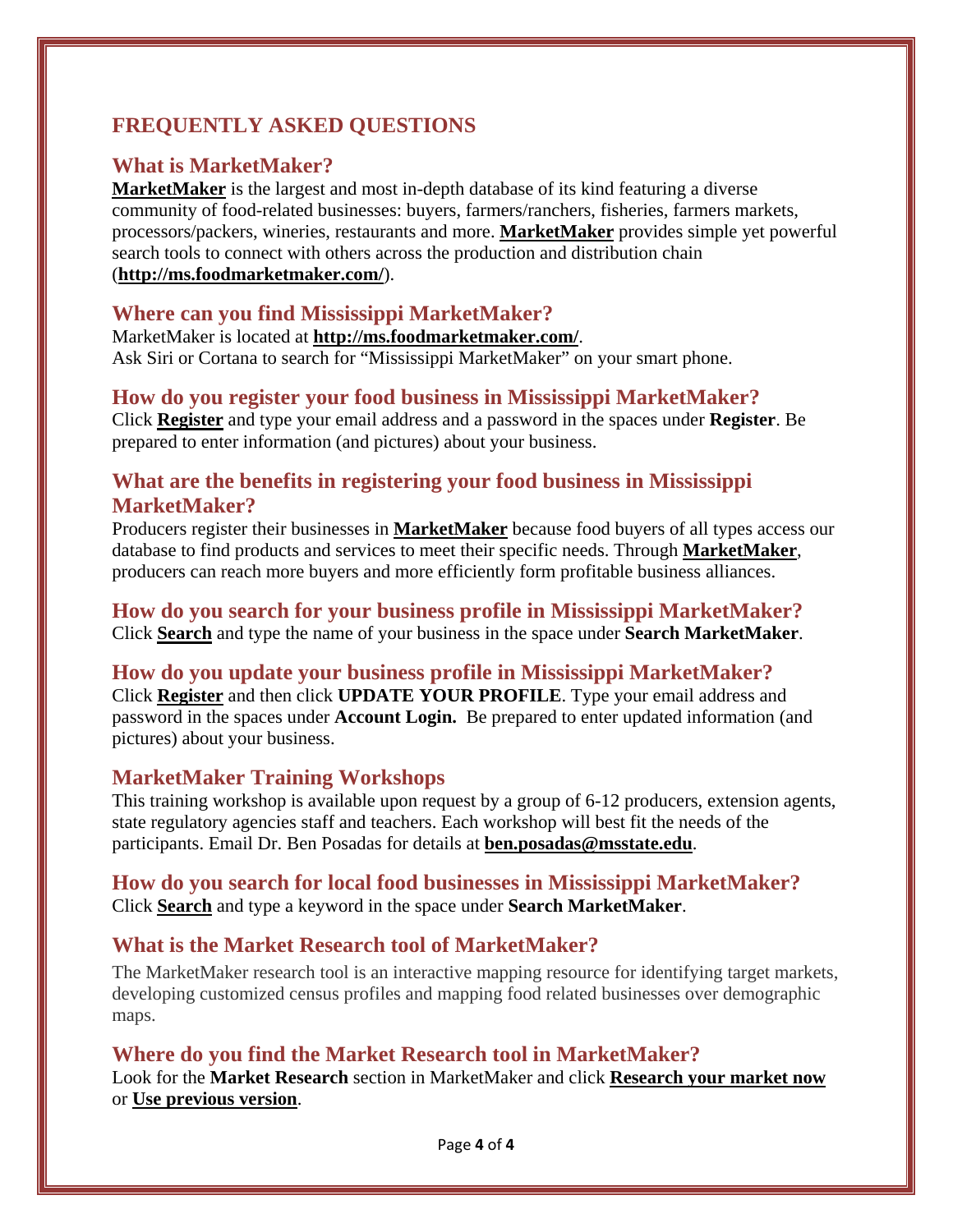# FREQUENTLY ASKED QUESTIONS

## What is MarketMaker?

**MarketMaker** is the largest and most in-depth database of its kind featuring a diverse community of food-related businesses: buyers, farmers/ranchers, fisheries, farmers markets, processors/packers, wineries, restaurants and more. **MarketMaker** provides simple yet powerful search tools to connect with others across the production and distribution chain (**http://ms.foodmarketmaker.com/**).

## Where can you find Mississippi MarketMaker?

MarketMaker is located at **http://ms.foodmarketmaker.com/**.
Ask Siri or Cortana to search for "Mississippi MarketMaker" on your smart phone.

## How do you register your food business in Mississippi MarketMaker?

Click **Register** and type your email address and a password in the spaces under **Register**. Be prepared to enter information (and pictures) about your business.

## What are the benefits in registering your food business in Mississippi MarketMaker?

Producers register their businesses in **MarketMaker** because food buyers of all types access our database to find products and services to meet their specific needs. Through **MarketMaker**, producers can reach more buyers and more efficiently form profitable business alliances.

## How do you search for your business profile in Mississippi MarketMaker?

Click **Search** and type the name of your business in the space under **Search MarketMaker**.

## How do you update your business profile in Mississippi MarketMaker?

Click **Register** and then click **UPDATE YOUR PROFILE**. Type your email address and password in the spaces under **Account Login.** Be prepared to enter updated information (and pictures) about your business.

## MarketMaker Training Workshops

This training workshop is available upon request by a group of 6-12 producers, extension agents, state regulatory agencies staff and teachers. Each workshop will best fit the needs of the participants. Email Dr. Ben Posadas for details at **ben.posadas@msstate.edu**.

## How do you search for local food businesses in Mississippi MarketMaker?

Click **Search** and type a keyword in the space under **Search MarketMaker**.

## What is the Market Research tool of MarketMaker?

The MarketMaker research tool is an interactive mapping resource for identifying target markets, developing customized census profiles and mapping food related businesses over demographic maps.

## Where do you find the Market Research tool in MarketMaker?

Look for the **Market Research** section in MarketMaker and click **Research your market now** or **Use previous version**.